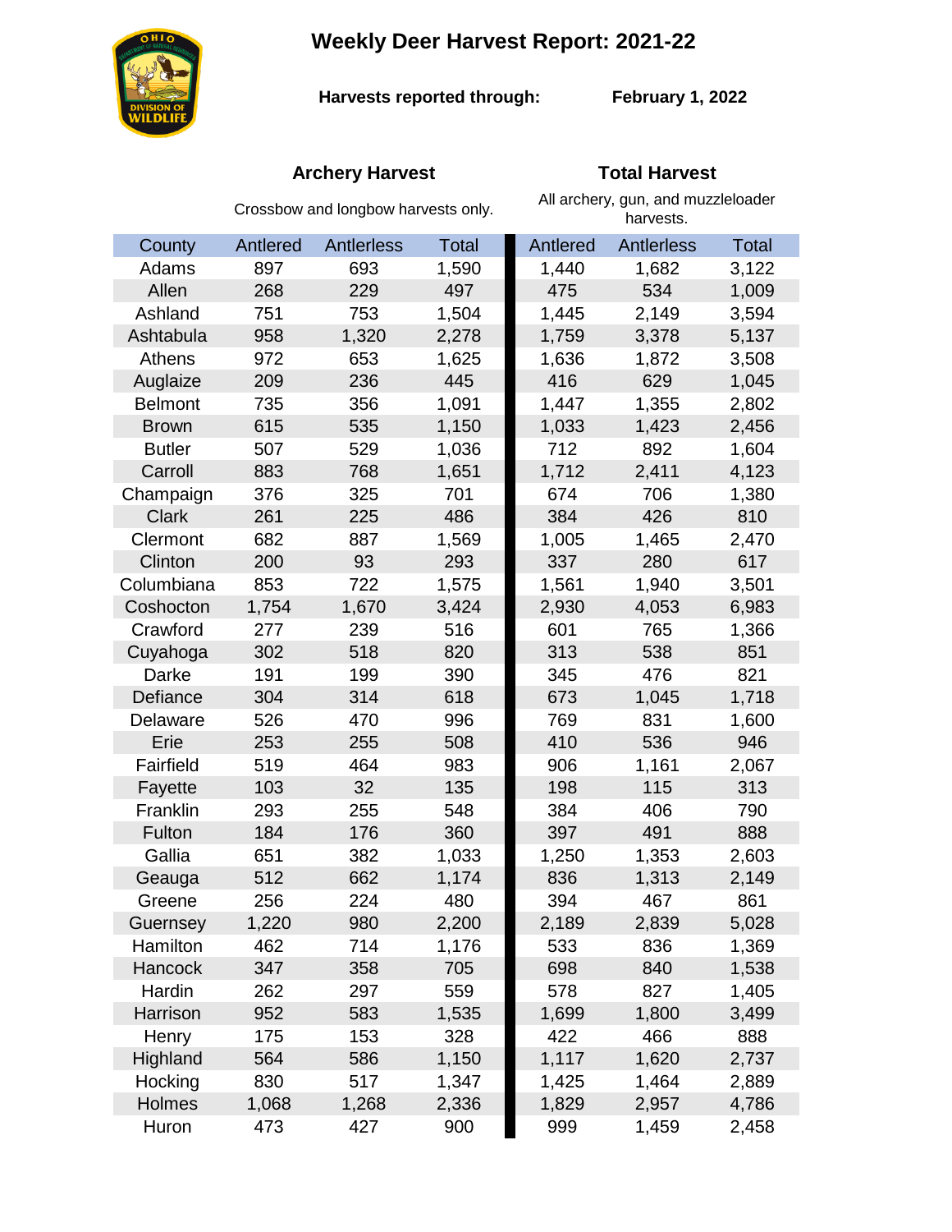# Weekly Deer Harvest Report: 2021-22

**Harvests reported through:** **February 1, 2022**

| | Archery Harvest<br>Crossbow and longbow harvests only. | | | Total Harvest<br>All archery, gun, and muzzleloader harvests. | | |
|---|---|---|---|---|---|---|
| County | Antlered | Antlerless | Total | Antlered | Antlerless | Total |
| Adams | 897 | 693 | 1,590 | 1,440 | 1,682 | 3,122 |
| Allen | 268 | 229 | 497 | 475 | 534 | 1,009 |
| Ashland | 751 | 753 | 1,504 | 1,445 | 2,149 | 3,594 |
| Ashtabula | 958 | 1,320 | 2,278 | 1,759 | 3,378 | 5,137 |
| Athens | 972 | 653 | 1,625 | 1,636 | 1,872 | 3,508 |
| Auglaize | 209 | 236 | 445 | 416 | 629 | 1,045 |
| Belmont | 735 | 356 | 1,091 | 1,447 | 1,355 | 2,802 |
| Brown | 615 | 535 | 1,150 | 1,033 | 1,423 | 2,456 |
| Butler | 507 | 529 | 1,036 | 712 | 892 | 1,604 |
| Carroll | 883 | 768 | 1,651 | 1,712 | 2,411 | 4,123 |
| Champaign | 376 | 325 | 701 | 674 | 706 | 1,380 |
| Clark | 261 | 225 | 486 | 384 | 426 | 810 |
| Clermont | 682 | 887 | 1,569 | 1,005 | 1,465 | 2,470 |
| Clinton | 200 | 93 | 293 | 337 | 280 | 617 |
| Columbiana | 853 | 722 | 1,575 | 1,561 | 1,940 | 3,501 |
| Coshocton | 1,754 | 1,670 | 3,424 | 2,930 | 4,053 | 6,983 |
| Crawford | 277 | 239 | 516 | 601 | 765 | 1,366 |
| Cuyahoga | 302 | 518 | 820 | 313 | 538 | 851 |
| Darke | 191 | 199 | 390 | 345 | 476 | 821 |
| Defiance | 304 | 314 | 618 | 673 | 1,045 | 1,718 |
| Delaware | 526 | 470 | 996 | 769 | 831 | 1,600 |
| Erie | 253 | 255 | 508 | 410 | 536 | 946 |
| Fairfield | 519 | 464 | 983 | 906 | 1,161 | 2,067 |
| Fayette | 103 | 32 | 135 | 198 | 115 | 313 |
| Franklin | 293 | 255 | 548 | 384 | 406 | 790 |
| Fulton | 184 | 176 | 360 | 397 | 491 | 888 |
| Gallia | 651 | 382 | 1,033 | 1,250 | 1,353 | 2,603 |
| Geauga | 512 | 662 | 1,174 | 836 | 1,313 | 2,149 |
| Greene | 256 | 224 | 480 | 394 | 467 | 861 |
| Guernsey | 1,220 | 980 | 2,200 | 2,189 | 2,839 | 5,028 |
| Hamilton | 462 | 714 | 1,176 | 533 | 836 | 1,369 |
| Hancock | 347 | 358 | 705 | 698 | 840 | 1,538 |
| Hardin | 262 | 297 | 559 | 578 | 827 | 1,405 |
| Harrison | 952 | 583 | 1,535 | 1,699 | 1,800 | 3,499 |
| Henry | 175 | 153 | 328 | 422 | 466 | 888 |
| Highland | 564 | 586 | 1,150 | 1,117 | 1,620 | 2,737 |
| Hocking | 830 | 517 | 1,347 | 1,425 | 1,464 | 2,889 |
| Holmes | 1,068 | 1,268 | 2,336 | 1,829 | 2,957 | 4,786 |
| Huron | 473 | 427 | 900 | 999 | 1,459 | 2,458 |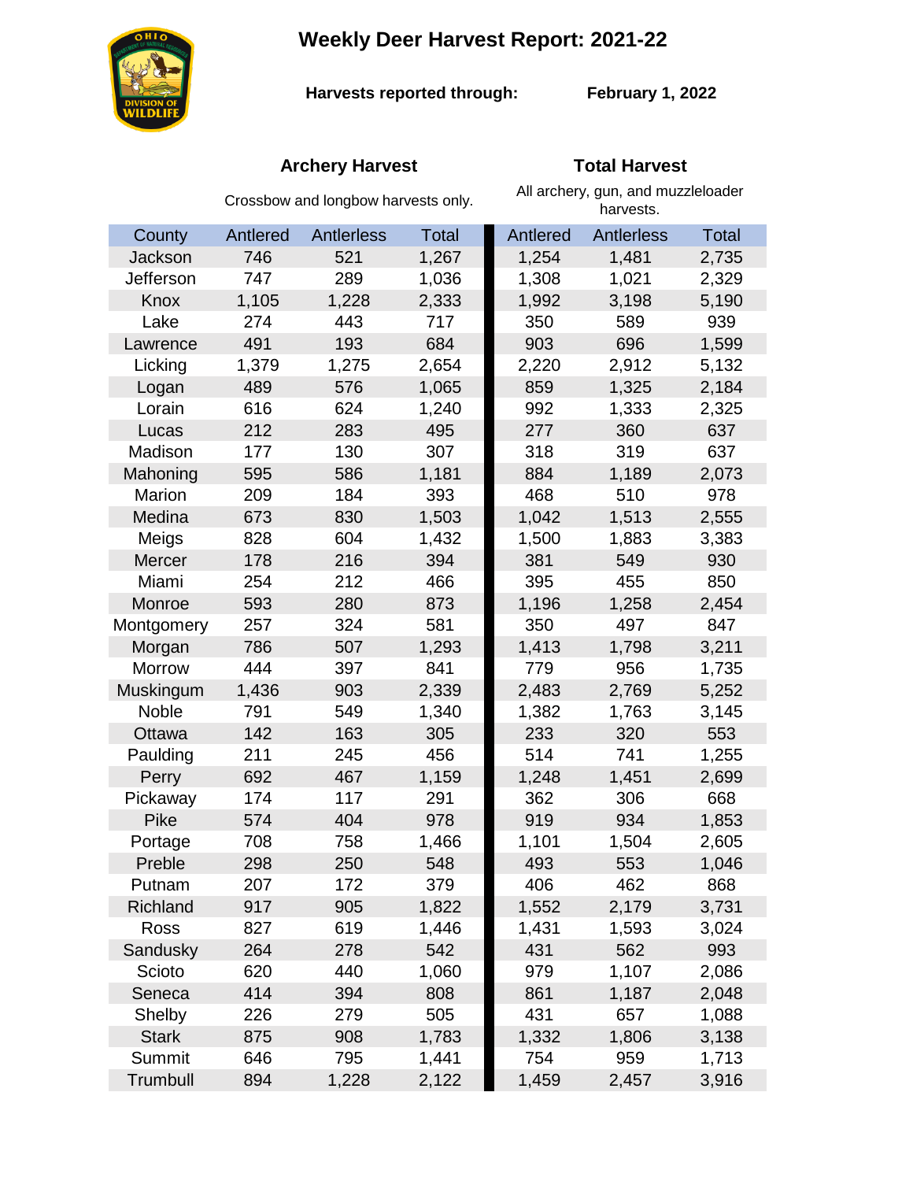# Weekly Deer Harvest Report: 2021-22

**Harvests reported through:** **February 1, 2022**

| | **Archery Harvest** Crossbow and longbow harvests only. | | | **Total Harvest** All archery, gun, and muzzleloader harvests. | | |
|---|---|---|---|---|---|---|
| County | Antlered | Antlerless | Total | Antlered | Antlerless | Total |
| Jackson | 746 | 521 | 1,267 | 1,254 | 1,481 | 2,735 |
| Jefferson | 747 | 289 | 1,036 | 1,308 | 1,021 | 2,329 |
| Knox | 1,105 | 1,228 | 2,333 | 1,992 | 3,198 | 5,190 |
| Lake | 274 | 443 | 717 | 350 | 589 | 939 |
| Lawrence | 491 | 193 | 684 | 903 | 696 | 1,599 |
| Licking | 1,379 | 1,275 | 2,654 | 2,220 | 2,912 | 5,132 |
| Logan | 489 | 576 | 1,065 | 859 | 1,325 | 2,184 |
| Lorain | 616 | 624 | 1,240 | 992 | 1,333 | 2,325 |
| Lucas | 212 | 283 | 495 | 277 | 360 | 637 |
| Madison | 177 | 130 | 307 | 318 | 319 | 637 |
| Mahoning | 595 | 586 | 1,181 | 884 | 1,189 | 2,073 |
| Marion | 209 | 184 | 393 | 468 | 510 | 978 |
| Medina | 673 | 830 | 1,503 | 1,042 | 1,513 | 2,555 |
| Meigs | 828 | 604 | 1,432 | 1,500 | 1,883 | 3,383 |
| Mercer | 178 | 216 | 394 | 381 | 549 | 930 |
| Miami | 254 | 212 | 466 | 395 | 455 | 850 |
| Monroe | 593 | 280 | 873 | 1,196 | 1,258 | 2,454 |
| Montgomery | 257 | 324 | 581 | 350 | 497 | 847 |
| Morgan | 786 | 507 | 1,293 | 1,413 | 1,798 | 3,211 |
| Morrow | 444 | 397 | 841 | 779 | 956 | 1,735 |
| Muskingum | 1,436 | 903 | 2,339 | 2,483 | 2,769 | 5,252 |
| Noble | 791 | 549 | 1,340 | 1,382 | 1,763 | 3,145 |
| Ottawa | 142 | 163 | 305 | 233 | 320 | 553 |
| Paulding | 211 | 245 | 456 | 514 | 741 | 1,255 |
| Perry | 692 | 467 | 1,159 | 1,248 | 1,451 | 2,699 |
| Pickaway | 174 | 117 | 291 | 362 | 306 | 668 |
| Pike | 574 | 404 | 978 | 919 | 934 | 1,853 |
| Portage | 708 | 758 | 1,466 | 1,101 | 1,504 | 2,605 |
| Preble | 298 | 250 | 548 | 493 | 553 | 1,046 |
| Putnam | 207 | 172 | 379 | 406 | 462 | 868 |
| Richland | 917 | 905 | 1,822 | 1,552 | 2,179 | 3,731 |
| Ross | 827 | 619 | 1,446 | 1,431 | 1,593 | 3,024 |
| Sandusky | 264 | 278 | 542 | 431 | 562 | 993 |
| Scioto | 620 | 440 | 1,060 | 979 | 1,107 | 2,086 |
| Seneca | 414 | 394 | 808 | 861 | 1,187 | 2,048 |
| Shelby | 226 | 279 | 505 | 431 | 657 | 1,088 |
| Stark | 875 | 908 | 1,783 | 1,332 | 1,806 | 3,138 |
| Summit | 646 | 795 | 1,441 | 754 | 959 | 1,713 |
| Trumbull | 894 | 1,228 | 2,122 | 1,459 | 2,457 | 3,916 |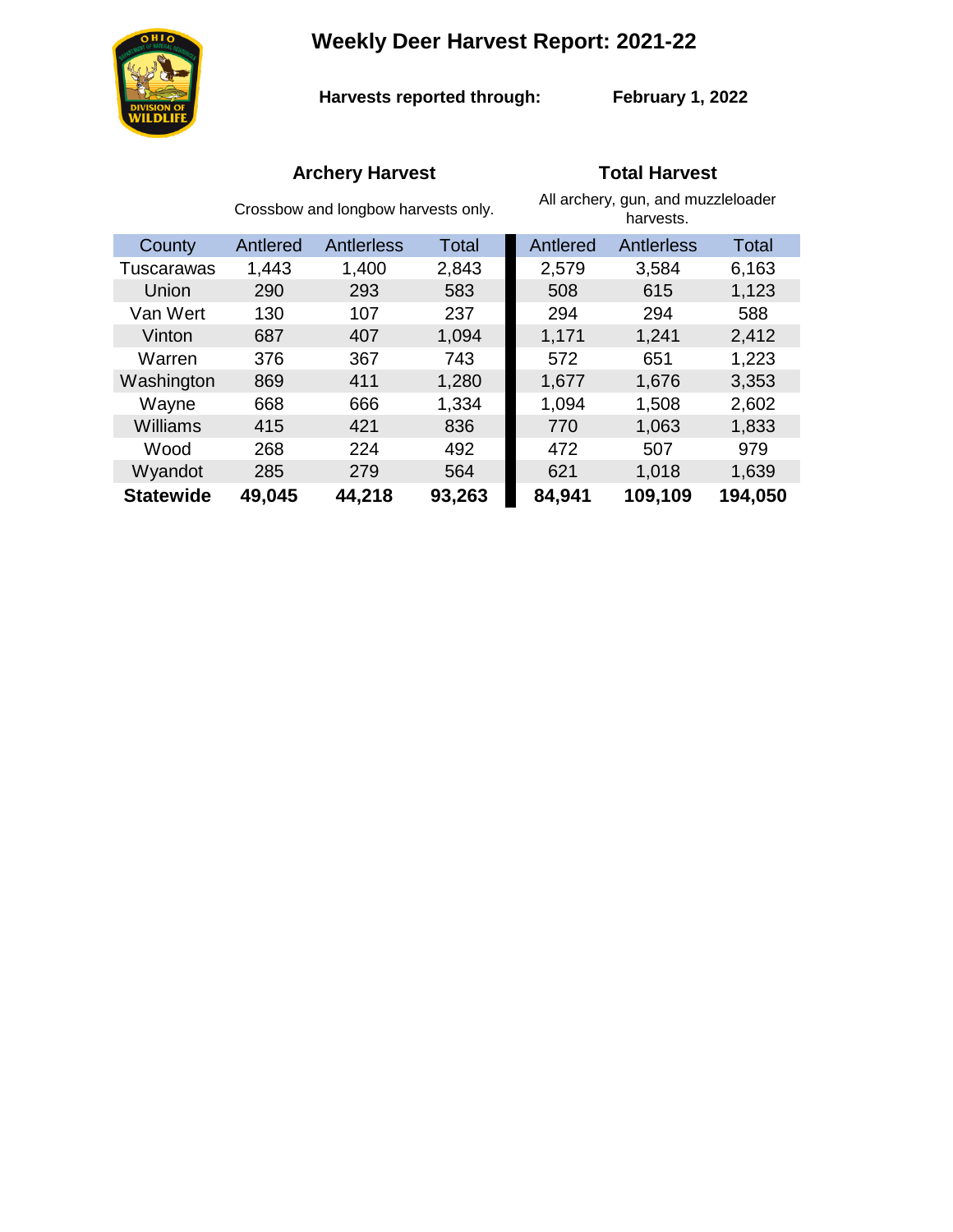# Weekly Deer Harvest Report: 2021-22

**Harvests reported through:** **February 1, 2022**

| | Archery Harvest (Crossbow and longbow harvests only.) | | | Total Harvest (All archery, gun, and muzzleloader harvests.) | | |
|---|---|---|---|---|---|---|
| County | Antlered | Antlerless | Total | Antlered | Antlerless | Total |
| Tuscarawas | 1,443 | 1,400 | 2,843 | 2,579 | 3,584 | 6,163 |
| Union | 290 | 293 | 583 | 508 | 615 | 1,123 |
| Van Wert | 130 | 107 | 237 | 294 | 294 | 588 |
| Vinton | 687 | 407 | 1,094 | 1,171 | 1,241 | 2,412 |
| Warren | 376 | 367 | 743 | 572 | 651 | 1,223 |
| Washington | 869 | 411 | 1,280 | 1,677 | 1,676 | 3,353 |
| Wayne | 668 | 666 | 1,334 | 1,094 | 1,508 | 2,602 |
| Williams | 415 | 421 | 836 | 770 | 1,063 | 1,833 |
| Wood | 268 | 224 | 492 | 472 | 507 | 979 |
| Wyandot | 285 | 279 | 564 | 621 | 1,018 | 1,639 |
| **Statewide** | **49,045** | **44,218** | **93,263** | **84,941** | **109,109** | **194,050** |